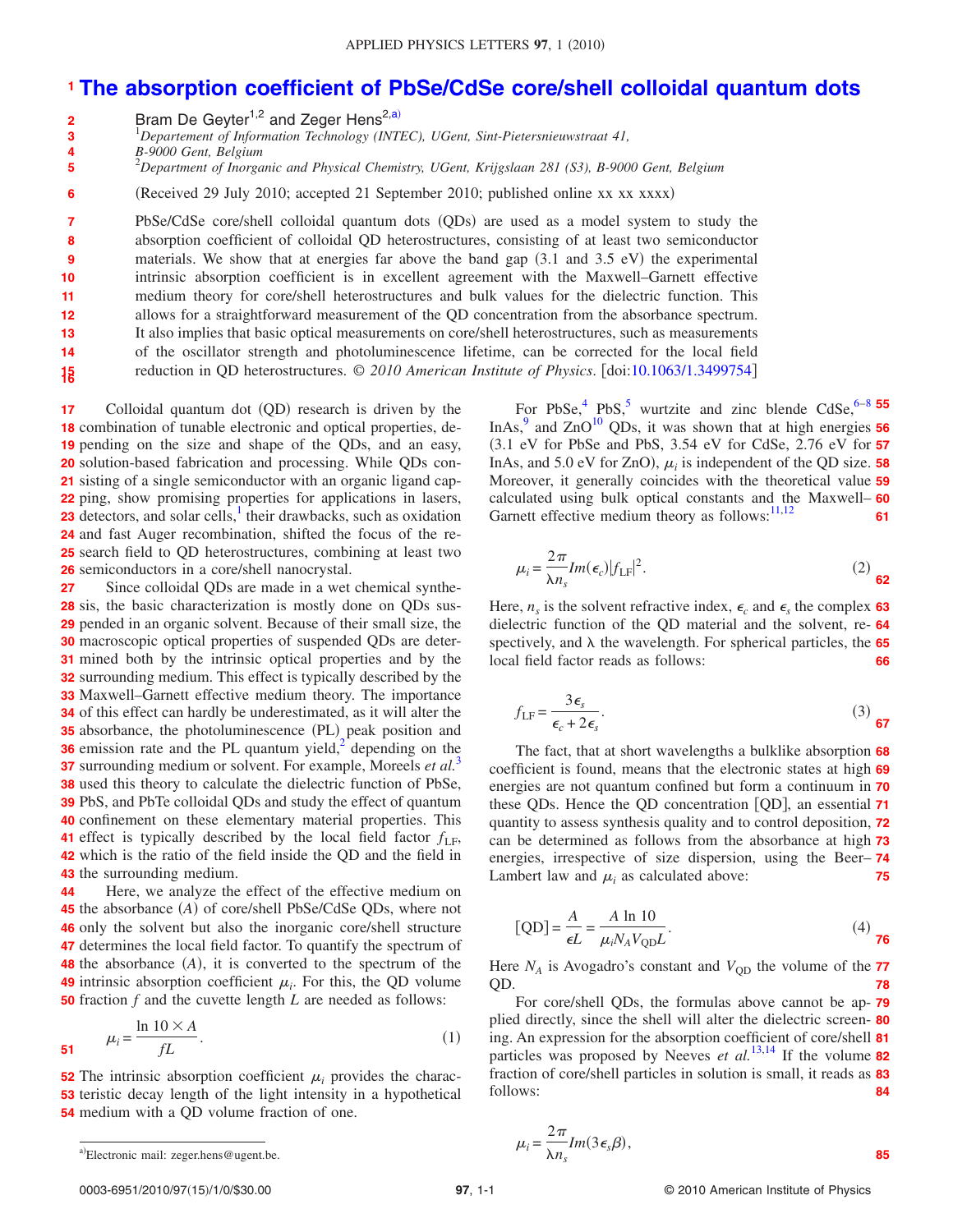# The absorption coefficient of PbSe/CdSe core/shell colloidal quantum dots

Bram De Geyter[1,2] and Zeger Hens[2,a)]

[1]Departement of Information Technology (INTEC), UGent, Sint-Pietersnieuwstraat 41, B-9000 Gent, Belgium

[2]Department of Inorganic and Physical Chemistry, UGent, Krijgslaan 281 (S3), B-9000 Gent, Belgium

(Received 29 July 2010; accepted 21 September 2010; published online xx xx xxxx)

PbSe/CdSe core/shell colloidal quantum dots (QDs) are used as a model system to study the absorption coefficient of colloidal QD heterostructures, consisting of at least two semiconductor materials. We show that at energies far above the band gap (3.1 and 3.5 eV) the experimental intrinsic absorption coefficient is in excellent agreement with the Maxwell–Garnett effective medium theory for core/shell heterostructures and bulk values for the dielectric function. This allows for a straightforward measurement of the QD concentration from the absorbance spectrum. It also implies that basic optical measurements on core/shell heterostructures, such as measurements of the oscillator strength and photoluminescence lifetime, can be corrected for the local field reduction in QD heterostructures. *© 2010 American Institute of Physics*. [doi:10.1063/1.3499754]

Colloidal quantum dot (QD) research is driven by the combination of tunable electronic and optical properties, depending on the size and shape of the QDs, and an easy, solution-based fabrication and processing. While QDs consisting of a single semiconductor with an organic ligand capping, show promising properties for applications in lasers, detectors, and solar cells,[1] their drawbacks, such as oxidation and fast Auger recombination, shifted the focus of the research field to QD heterostructures, combining at least two semiconductors in a core/shell nanocrystal.

Since colloidal QDs are made in a wet chemical synthesis, the basic characterization is mostly done on QDs suspended in an organic solvent. Because of their small size, the macroscopic optical properties of suspended QDs are determined both by the intrinsic optical properties and by the surrounding medium. This effect is typically described by the Maxwell–Garnett effective medium theory. The importance of this effect can hardly be underestimated, as it will alter the absorbance, the photoluminescence (PL) peak position and emission rate and the PL quantum yield,[2] depending on the surrounding medium or solvent. For example, Moreels *et al.*[3] used this theory to calculate the dielectric function of PbSe, PbS, and PbTe colloidal QDs and study the effect of quantum confinement on these elementary material properties. This effect is typically described by the local field factor $f_{LF}$, which is the ratio of the field inside the QD and the field in the surrounding medium.

Here, we analyze the effect of the effective medium on the absorbance $(A)$ of core/shell PbSe/CdSe QDs, where not only the solvent but also the inorganic core/shell structure determines the local field factor. To quantify the spectrum of the absorbance $(A)$, it is converted to the spectrum of the intrinsic absorption coefficient $\mu_i$. For this, the QD volume fraction $f$ and the cuvette length $L$ are needed as follows:

$$\mu_i = \frac{\ln 10 \times A}{fL}. \tag{1}$$

The intrinsic absorption coefficient $\mu_i$ provides the characteristic decay length of the light intensity in a hypothetical medium with a QD volume fraction of one.

For PbSe,[4] PbS,[5] wurtzite and zinc blende CdSe,[6–8] InAs,[9] and ZnO[10] QDs, it was shown that at high energies (3.1 eV for PbSe and PbS, 3.54 eV for CdSe, 2.76 eV for InAs, and 5.0 eV for ZnO), $\mu_i$ is independent of the QD size. Moreover, it generally coincides with the theoretical value calculated using bulk optical constants and the Maxwell–Garnett effective medium theory as follows:[11,12]

$$\mu_i = \frac{2\pi}{\lambda n_s} Im(\epsilon_c)|f_{LF}|^2. \tag{2}$$

Here, $n_s$ is the solvent refractive index, $\epsilon_c$ and $\epsilon_s$ the complex dielectric function of the QD material and the solvent, respectively, and $\lambda$ the wavelength. For spherical particles, the local field factor reads as follows:

$$f_{LF} = \frac{3\epsilon_s}{\epsilon_c + 2\epsilon_s}. \tag{3}$$

The fact, that at short wavelengths a bulklike absorption coefficient is found, means that the electronic states at high energies are not quantum confined but form a continuum in these QDs. Hence the QD concentration [QD], an essential quantity to assess synthesis quality and to control deposition, can be determined as follows from the absorbance at high energies, irrespective of size dispersion, using the Beer–Lambert law and $\mu_i$ as calculated above:

$$[\text{QD}] = \frac{A}{\epsilon L} = \frac{A \ln 10}{\mu_i N_A V_{QD} L}. \tag{4}$$

Here $N_A$ is Avogadro's constant and $V_{QD}$ the volume of the QD.

For core/shell QDs, the formulas above cannot be applied directly, since the shell will alter the dielectric screening. An expression for the absorption coefficient of core/shell particles was proposed by Neeves *et al.*[13,14] If the volume fraction of core/shell particles in solution is small, it reads as follows:

$$\mu_i = \frac{2\pi}{\lambda n_s} Im(3\epsilon_s \beta),$$

[a)]Electronic mail: zeger.hens@ugent.be.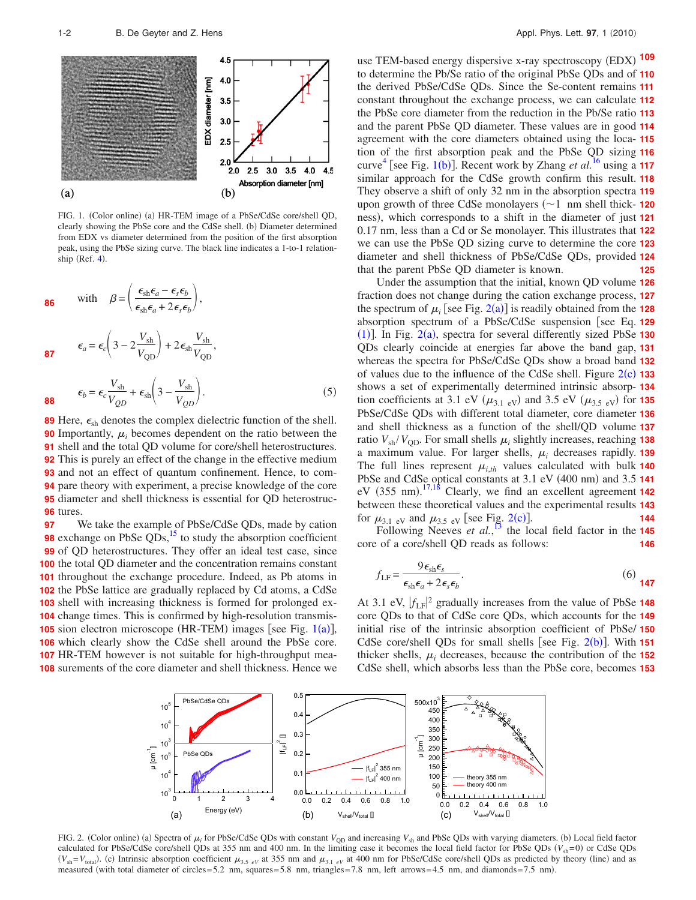FIG. 1. (Color online) (a) HR-TEM image of a PbSe/CdSe core/shell QD, clearly showing the PbSe core and the CdSe shell. (b) Diameter determined from EDX vs diameter determined from the position of the first absorption peak, using the PbSe sizing curve. The black line indicates a 1-to-1 relationship (Ref. 4).

$$\text{with} \quad \beta = \left( \frac{\epsilon_{sh}\epsilon_a - \epsilon_s\epsilon_b}{\epsilon_{sh}\epsilon_a + 2\epsilon_s\epsilon_b} \right),$$

$$\epsilon_a = \epsilon_c\left(3 - 2\frac{V_{sh}}{V_{QD}}\right) + 2\epsilon_{sh}\frac{V_{sh}}{V_{QD}},$$

$$\epsilon_b = \epsilon_c\frac{V_{sh}}{V_{QD}} + \epsilon_{sh}\left(3 - \frac{V_{sh}}{V_{QD}}\right). \quad (5)$$

Here, $\epsilon_{sh}$ denotes the complex dielectric function of the shell. Importantly, $\mu_i$ becomes dependent on the ratio between the shell and the total QD volume for core/shell heterostructures. This is purely an effect of the change in the effective medium and not an effect of quantum confinement. Hence, to compare theory with experiment, a precise knowledge of the core diameter and shell thickness is essential for QD heterostructures.

We take the example of PbSe/CdSe QDs, made by cation exchange on PbSe QDs,[15] to study the absorption coefficient of QD heterostructures. They offer an ideal test case, since the total QD diameter and the concentration remains constant throughout the exchange procedure. Indeed, as Pb atoms in the PbSe lattice are gradually replaced by Cd atoms, a CdSe shell with increasing thickness is formed for prolonged exchange times. This is confirmed by high-resolution transmission electron microscope (HR-TEM) images [see Fig. 1(a)], which clearly show the CdSe shell around the PbSe core. HR-TEM however is not suitable for high-throughput measurements of the core diameter and shell thickness. Hence we use TEM-based energy dispersive x-ray spectroscopy (EDX) to determine the Pb/Se ratio of the original PbSe QDs and of the derived PbSe/CdSe QDs. Since the Se-content remains constant throughout the exchange process, we can calculate the PbSe core diameter from the reduction in the Pb/Se ratio and the parent PbSe QD diameter. These values are in good agreement with the core diameters obtained using the location of the first absorption peak and the PbSe QD sizing curve[4] [see Fig. 1(b)]. Recent work by Zhang *et al.*[16] using a similar approach for the CdSe growth confirm this result. They observe a shift of only 32 nm in the absorption spectra upon growth of three CdSe monolayers (~1 nm shell thickness), which corresponds to a shift in the diameter of just 0.17 nm, less than a Cd or Se monolayer. This illustrates that we can use the PbSe QD sizing curve to determine the core diameter and shell thickness of PbSe/CdSe QDs, provided that the parent PbSe QD diameter is known.

Under the assumption that the initial, known QD volume fraction does not change during the cation exchange process, the spectrum of $\mu_i$ [see Fig. 2(a)] is readily obtained from the absorption spectrum of a PbSe/CdSe suspension [see Eq. (1)]. In Fig. 2(a), spectra for several differently sized PbSe QDs clearly coincide at energies far above the band gap, whereas the spectra for PbSe/CdSe QDs show a broad band of values due to the influence of the CdSe shell. Figure 2(c) shows a set of experimentally determined intrinsic absorption coefficients at 3.1 eV ($\mu_{3.1\ eV}$) and 3.5 eV ($\mu_{3.5\ eV}$) for PbSe/CdSe QDs with different total diameter, core diameter and shell thickness as a function of the shell/QD volume ratio $V_{sh}/V_{QD}$. For small shells $\mu_i$ slightly increases, reaching a maximum value. For larger shells, $\mu_i$ decreases rapidly. The full lines represent $\mu_{i,th}$ values calculated with bulk PbSe and CdSe optical constants at 3.1 eV (400 nm) and 3.5 eV (355 nm).[17,18] Clearly, we find an excellent agreement between these theoretical values and the experimental results for $\mu_{3.1\ eV}$ and $\mu_{3.5\ eV}$ [see Fig. 2(c)].

Following Neeves *et al.*,[13] the local field factor in the core of a core/shell QD reads as follows:

$$f_{LF} = \frac{9\epsilon_{sh}\epsilon_s}{\epsilon_{sh}\epsilon_a + 2\epsilon_s\epsilon_b}. \quad (6)$$

At 3.1 eV, $|f_{LF}|^2$ gradually increases from the value of PbSe core QDs to that of CdSe core QDs, which accounts for the initial rise of the intrinsic absorption coefficient of PbSe/CdSe core/shell QDs for small shells [see Fig. 2(b)]. With thicker shells, $\mu_i$ decreases, because the contribution of the CdSe shell, which absorbs less than the PbSe core, becomes

FIG. 2. (Color online) (a) Spectra of $\mu_i$ for PbSe/CdSe QDs with constant $V_{QD}$ and increasing $V_{sh}$ and PbSe QDs with varying diameters. (b) Local field factor calculated for PbSe/CdSe core/shell QDs at 355 nm and 400 nm. In the limiting case it becomes the local field factor for PbSe QDs ($V_{sh}=0$) or CdSe QDs ($V_{sh}=V_{total}$). (c) Intrinsic absorption coefficient $\mu_{3.5\ eV}$ at 355 nm and $\mu_{3.1\ eV}$ at 400 nm for PbSe/CdSe core/shell QDs as predicted by theory (line) and as measured (with total diameter of circles=5.2 nm, squares=5.8 nm, triangles=7.8 nm, left arrows=4.5 nm, and diamonds=7.5 nm).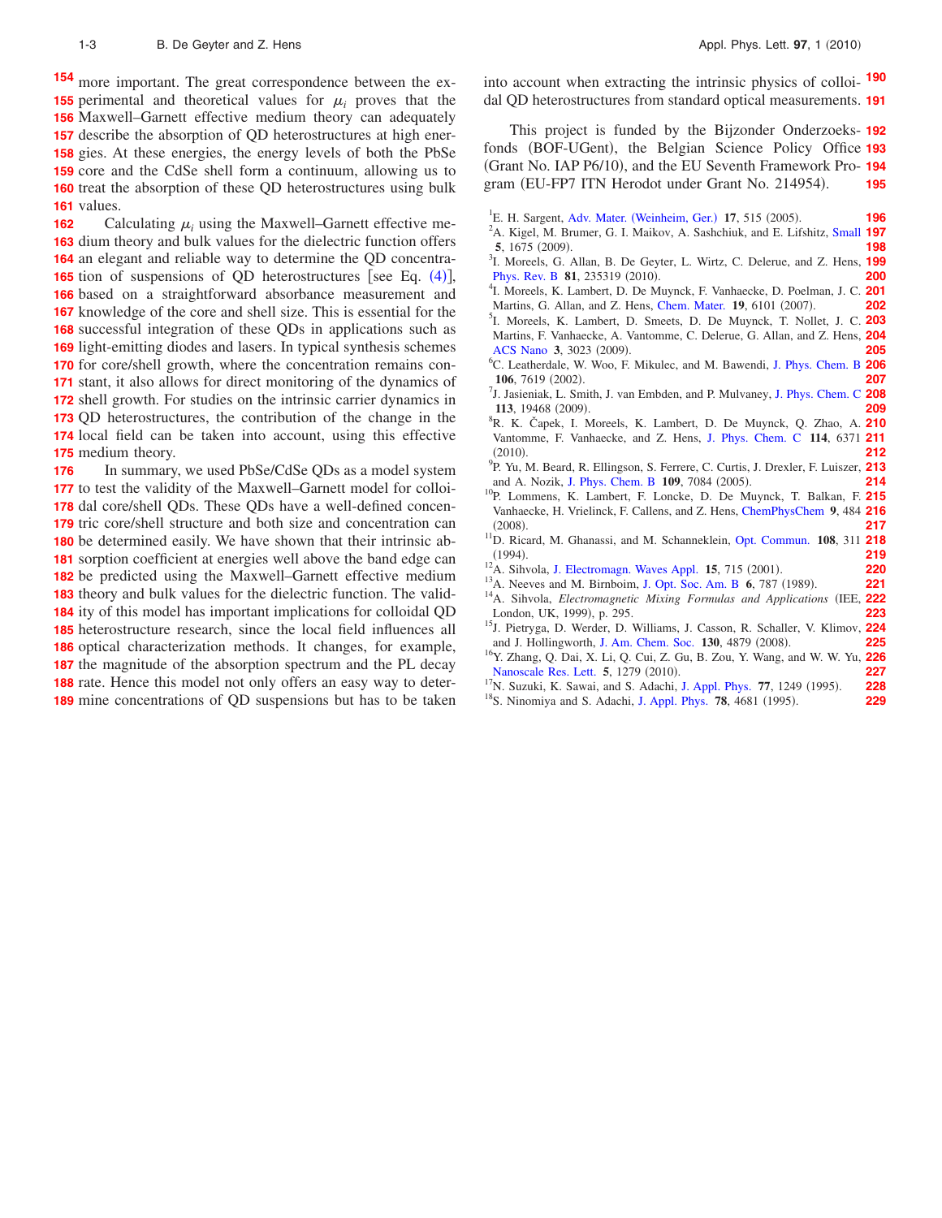more important. The great correspondence between the experimental and theoretical values for $\mu_i$ proves that the Maxwell–Garnett effective medium theory can adequately describe the absorption of QD heterostructures at high energies. At these energies, the energy levels of both the PbSe core and the CdSe shell form a continuum, allowing us to treat the absorption of these QD heterostructures using bulk values.

Calculating $\mu_i$ using the Maxwell–Garnett effective medium theory and bulk values for the dielectric function offers an elegant and reliable way to determine the QD concentration of suspensions of QD heterostructures [see Eq. (4)], based on a straightforward absorbance measurement and knowledge of the core and shell size. This is essential for the successful integration of these QDs in applications such as light-emitting diodes and lasers. In typical synthesis schemes for core/shell growth, where the concentration remains constant, it also allows for direct monitoring of the dynamics of shell growth. For studies on the intrinsic carrier dynamics in QD heterostructures, the contribution of the change in the local field can be taken into account, using this effective medium theory.

In summary, we used PbSe/CdSe QDs as a model system to test the validity of the Maxwell–Garnett model for colloidal core/shell QDs. These QDs have a well-defined concentric core/shell structure and both size and concentration can be determined easily. We have shown that their intrinsic absorption coefficient at energies well above the band edge can be predicted using the Maxwell–Garnett effective medium theory and bulk values for the dielectric function. The validity of this model has important implications for colloidal QD heterostructure research, since the local field influences all optical characterization methods. It changes, for example, the magnitude of the absorption spectrum and the PL decay rate. Hence this model not only offers an easy way to determine concentrations of QD suspensions but has to be taken into account when extracting the intrinsic physics of colloidal QD heterostructures from standard optical measurements.

This project is funded by the Bijzonder Onderzoeksfonds (BOF-UGent), the Belgian Science Policy Office (Grant No. IAP P6/10), and the EU Seventh Framework Program (EU-FP7 ITN Herodot under Grant No. 214954).

[1] E. H. Sargent, Adv. Mater. (Weinheim, Ger.) **17**, 515 (2005).
[2] A. Kigel, M. Brumer, G. I. Maikov, A. Saschchiuk, and E. Lifshitz, Small **5**, 1675 (2009).
[3] I. Moreels, G. Allan, B. De Geyter, L. Wirtz, C. Delerue, and Z. Hens, Phys. Rev. B **81**, 235319 (2010).
[4] I. Moreels, K. Lambert, D. De Muynck, F. Vanhaecke, D. Poelman, J. C. Martins, G. Allan, and Z. Hens, Chem. Mater. **19**, 6101 (2007).
[5] I. Moreels, K. Lambert, D. Smeets, D. De Muynck, T. Nollet, J. C. Martins, F. Vanhaecke, A. Vantomme, C. Delerue, G. Allan, and Z. Hens, ACS Nano **3**, 3023 (2009).
[6] C. Leatherdale, W. Woo, F. Mikulec, and M. Bawendi, J. Phys. Chem. B **106**, 7619 (2002).
[7] J. Jasieniak, L. Smith, J. van Embden, and P. Mulvaney, J. Phys. Chem. C **113**, 19468 (2009).
[8] R. K. Čapek, I. Moreels, K. Lambert, D. De Muynck, Q. Zhao, A. Vantomme, F. Vanhaecke, and Z. Hens, J. Phys. Chem. C **114**, 6371 (2010).
[9] P. Yu, M. Beard, R. Ellingson, S. Ferrere, C. Curtis, J. Drexler, F. Luiszer, and A. Nozik, J. Phys. Chem. B **109**, 7084 (2005).
[10] P. Lommens, K. Lambert, F. Loncke, D. De Muynck, T. Balkan, F. Vanhaecke, H. Vrielinck, F. Callens, and Z. Hens, ChemPhysChem **9**, 484 (2008).
[11] D. Ricard, M. Ghanassi, and M. Schanneklein, Opt. Commun. **108**, 311 (1994).
[12] A. Sihvola, J. Electromagn. Waves Appl. **15**, 715 (2001).
[13] A. Neeves and M. Birnboim, J. Opt. Soc. Am. B **6**, 787 (1989).
[14] A. Sihvola, *Electromagnetic Mixing Formulas and Applications* (IEE, London, UK, 1999), p. 295.
[15] J. Pietryga, D. Werder, D. Williams, J. Casson, R. Schaller, V. Klimov, and J. Hollingworth, J. Am. Chem. Soc. **130**, 4879 (2008).
[16] Y. Zhang, Q. Dai, X. Li, Q. Cui, Z. Gu, B. Zou, Y. Wang, and W. W. Yu, Nanoscale Res. Lett. **5**, 1279 (2010).
[17] N. Suzuki, K. Sawai, and S. Adachi, J. Appl. Phys. **77**, 1249 (1995).
[18] S. Ninomiya and S. Adachi, J. Appl. Phys. **78**, 4681 (1995).